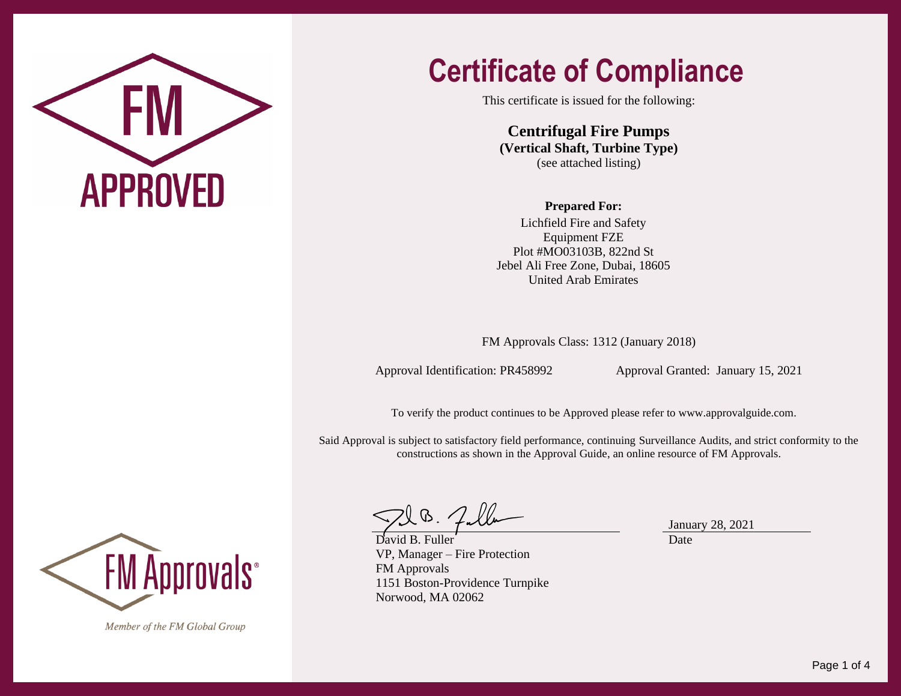FM

APPROVED

# Certificate of Compliance

This certificate is issued for the following:

**Centrifugal Fire Pumps**
**(Vertical Shaft, Turbine Type)**
(see attached listing)

**Prepared For:**
Lichfield Fire and Safety
Equipment FZE
Plot #MO03103B, 822nd St
Jebel Ali Free Zone, Dubai, 18605
United Arab Emirates

FM Approvals Class: 1312 (January 2018)

Approval Identification: PR458992    Approval Granted: January 15, 2021

To verify the product continues to be Approved please refer to www.approvalguide.com.

Said Approval is subject to satisfactory field performance, continuing Surveillance Audits, and strict conformity to the constructions as shown in the Approval Guide, an online resource of FM Approvals.

David B. Fuller
VP, Manager – Fire Protection
FM Approvals
1151 Boston-Providence Turnpike
Norwood, MA 02062

January 28, 2021
Date

FM Approvals®

*Member of the FM Global Group*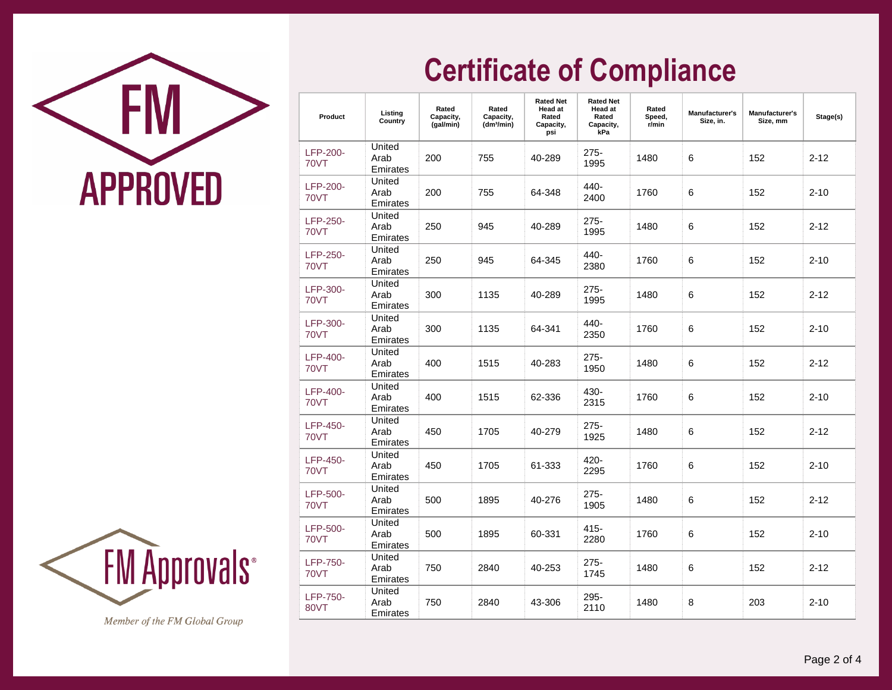FM APPROVED

# Certificate of Compliance

| Product | Listing Country | Rated Capacity, (gal/min) | Rated Capacity, (dm³/min) | Rated Net Head at Rated Capacity, psi | Rated Net Head at Rated Capacity, kPa | Rated Speed, r/min | Manufacturer's Size, in. | Manufacturer's Size, mm | Stage(s) |
|---|---|---|---|---|---|---|---|---|---|
| LFP-200-70VT | United Arab Emirates | 200 | 755 | 40-289 | 275-1995 | 1480 | 6 | 152 | 2-12 |
| LFP-200-70VT | United Arab Emirates | 200 | 755 | 64-348 | 440-2400 | 1760 | 6 | 152 | 2-10 |
| LFP-250-70VT | United Arab Emirates | 250 | 945 | 40-289 | 275-1995 | 1480 | 6 | 152 | 2-12 |
| LFP-250-70VT | United Arab Emirates | 250 | 945 | 64-345 | 440-2380 | 1760 | 6 | 152 | 2-10 |
| LFP-300-70VT | United Arab Emirates | 300 | 1135 | 40-289 | 275-1995 | 1480 | 6 | 152 | 2-12 |
| LFP-300-70VT | United Arab Emirates | 300 | 1135 | 64-341 | 440-2350 | 1760 | 6 | 152 | 2-10 |
| LFP-400-70VT | United Arab Emirates | 400 | 1515 | 40-283 | 275-1950 | 1480 | 6 | 152 | 2-12 |
| LFP-400-70VT | United Arab Emirates | 400 | 1515 | 62-336 | 430-2315 | 1760 | 6 | 152 | 2-10 |
| LFP-450-70VT | United Arab Emirates | 450 | 1705 | 40-279 | 275-1925 | 1480 | 6 | 152 | 2-12 |
| LFP-450-70VT | United Arab Emirates | 450 | 1705 | 61-333 | 420-2295 | 1760 | 6 | 152 | 2-10 |
| LFP-500-70VT | United Arab Emirates | 500 | 1895 | 40-276 | 275-1905 | 1480 | 6 | 152 | 2-12 |
| LFP-500-70VT | United Arab Emirates | 500 | 1895 | 60-331 | 415-2280 | 1760 | 6 | 152 | 2-10 |
| LFP-750-70VT | United Arab Emirates | 750 | 2840 | 40-253 | 275-1745 | 1480 | 6 | 152 | 2-12 |
| LFP-750-80VT | United Arab Emirates | 750 | 2840 | 43-306 | 295-2110 | 1480 | 8 | 203 | 2-10 |

FM Approvals®

*Member of the FM Global Group*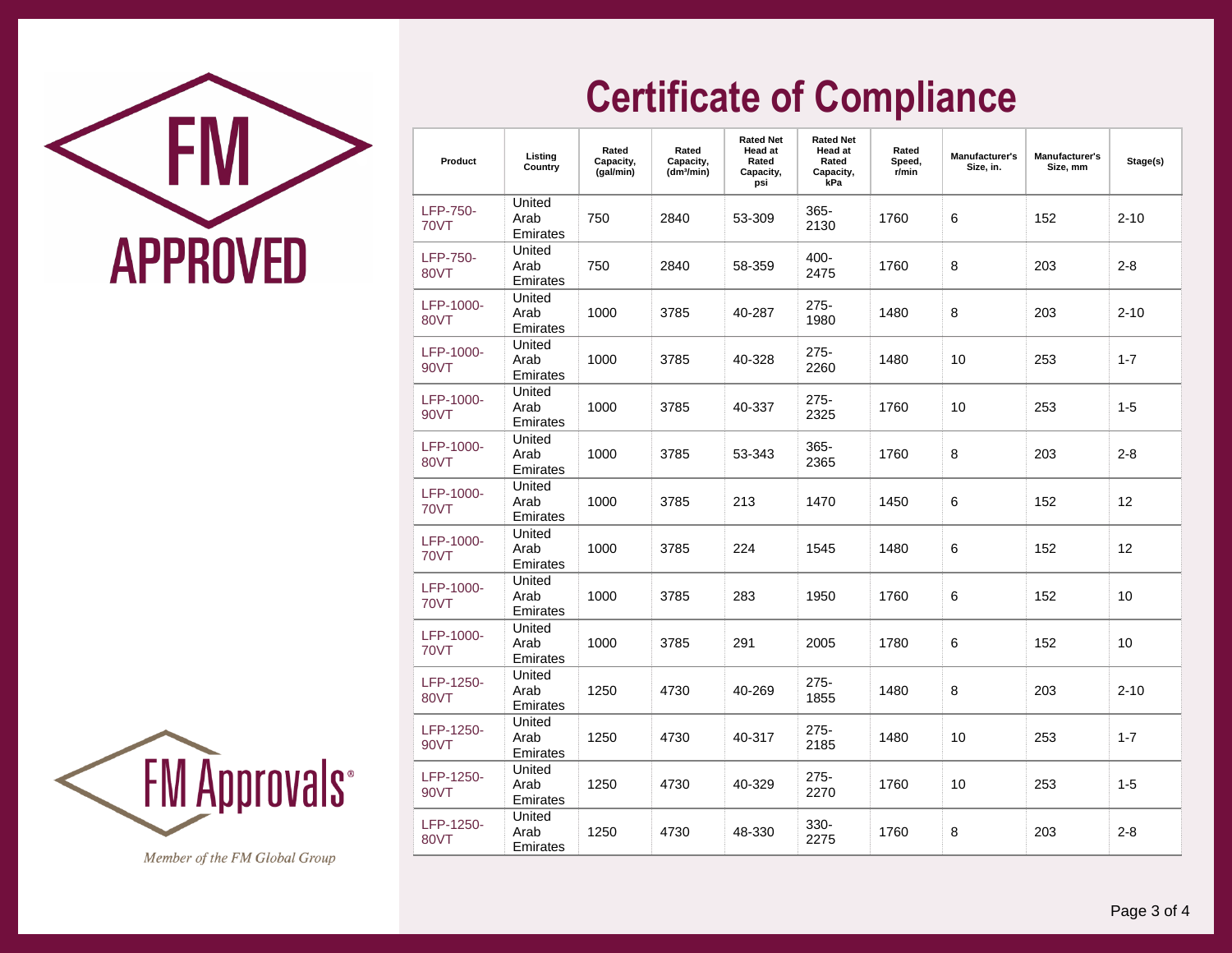# Certificate of Compliance

| Product | Listing Country | Rated Capacity, (gal/min) | Rated Capacity, (dm³/min) | Rated Net Head at Rated Capacity, psi | Rated Net Head at Rated Capacity, kPa | Rated Speed, r/min | Manufacturer's Size, in. | Manufacturer's Size, mm | Stage(s) |
|---|---|---|---|---|---|---|---|---|---|
| LFP-750-70VT | United Arab Emirates | 750 | 2840 | 53-309 | 365-2130 | 1760 | 6 | 152 | 2-10 |
| LFP-750-80VT | United Arab Emirates | 750 | 2840 | 58-359 | 400-2475 | 1760 | 8 | 203 | 2-8 |
| LFP-1000-80VT | United Arab Emirates | 1000 | 3785 | 40-287 | 275-1980 | 1480 | 8 | 203 | 2-10 |
| LFP-1000-90VT | United Arab Emirates | 1000 | 3785 | 40-328 | 275-2260 | 1480 | 10 | 253 | 1-7 |
| LFP-1000-90VT | United Arab Emirates | 1000 | 3785 | 40-337 | 275-2325 | 1760 | 10 | 253 | 1-5 |
| LFP-1000-80VT | United Arab Emirates | 1000 | 3785 | 53-343 | 365-2365 | 1760 | 8 | 203 | 2-8 |
| LFP-1000-70VT | United Arab Emirates | 1000 | 3785 | 213 | 1470 | 1450 | 6 | 152 | 12 |
| LFP-1000-70VT | United Arab Emirates | 1000 | 3785 | 224 | 1545 | 1480 | 6 | 152 | 12 |
| LFP-1000-70VT | United Arab Emirates | 1000 | 3785 | 283 | 1950 | 1760 | 6 | 152 | 10 |
| LFP-1000-70VT | United Arab Emirates | 1000 | 3785 | 291 | 2005 | 1780 | 6 | 152 | 10 |
| LFP-1250-80VT | United Arab Emirates | 1250 | 4730 | 40-269 | 275-1855 | 1480 | 8 | 203 | 2-10 |
| LFP-1250-90VT | United Arab Emirates | 1250 | 4730 | 40-317 | 275-2185 | 1480 | 10 | 253 | 1-7 |
| LFP-1250-90VT | United Arab Emirates | 1250 | 4730 | 40-329 | 275-2270 | 1760 | 10 | 253 | 1-5 |
| LFP-1250-80VT | United Arab Emirates | 1250 | 4730 | 48-330 | 330-2275 | 1760 | 8 | 203 | 2-8 |

*Member of the FM Global Group*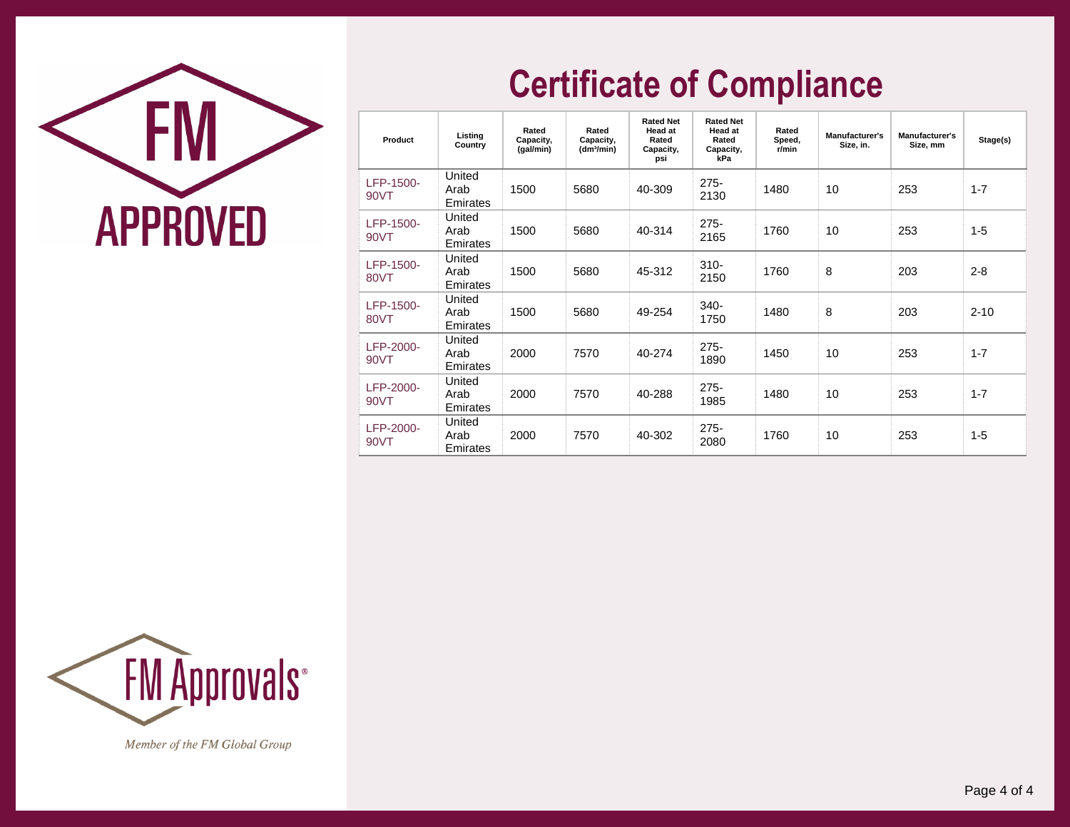FM APPROVED

# Certificate of Compliance

| Product | Listing Country | Rated Capacity, (gal/min) | Rated Capacity, (dm³/min) | Rated Net Head at Rated Capacity, psi | Rated Net Head at Rated Capacity, kPa | Rated Speed, r/min | Manufacturer's Size, in. | Manufacturer's Size, mm | Stage(s) |
|---|---|---|---|---|---|---|---|---|---|
| LFP-1500-90VT | United Arab Emirates | 1500 | 5680 | 40-309 | 275-2130 | 1480 | 10 | 253 | 1-7 |
| LFP-1500-90VT | United Arab Emirates | 1500 | 5680 | 40-314 | 275-2165 | 1760 | 10 | 253 | 1-5 |
| LFP-1500-80VT | United Arab Emirates | 1500 | 5680 | 45-312 | 310-2150 | 1760 | 8 | 203 | 2-8 |
| LFP-1500-80VT | United Arab Emirates | 1500 | 5680 | 49-254 | 340-1750 | 1480 | 8 | 203 | 2-10 |
| LFP-2000-90VT | United Arab Emirates | 2000 | 7570 | 40-274 | 275-1890 | 1450 | 10 | 253 | 1-7 |
| LFP-2000-90VT | United Arab Emirates | 2000 | 7570 | 40-288 | 275-1985 | 1480 | 10 | 253 | 1-7 |
| LFP-2000-90VT | United Arab Emirates | 2000 | 7570 | 40-302 | 275-2080 | 1760 | 10 | 253 | 1-5 |

FM Approvals®

*Member of the FM Global Group*